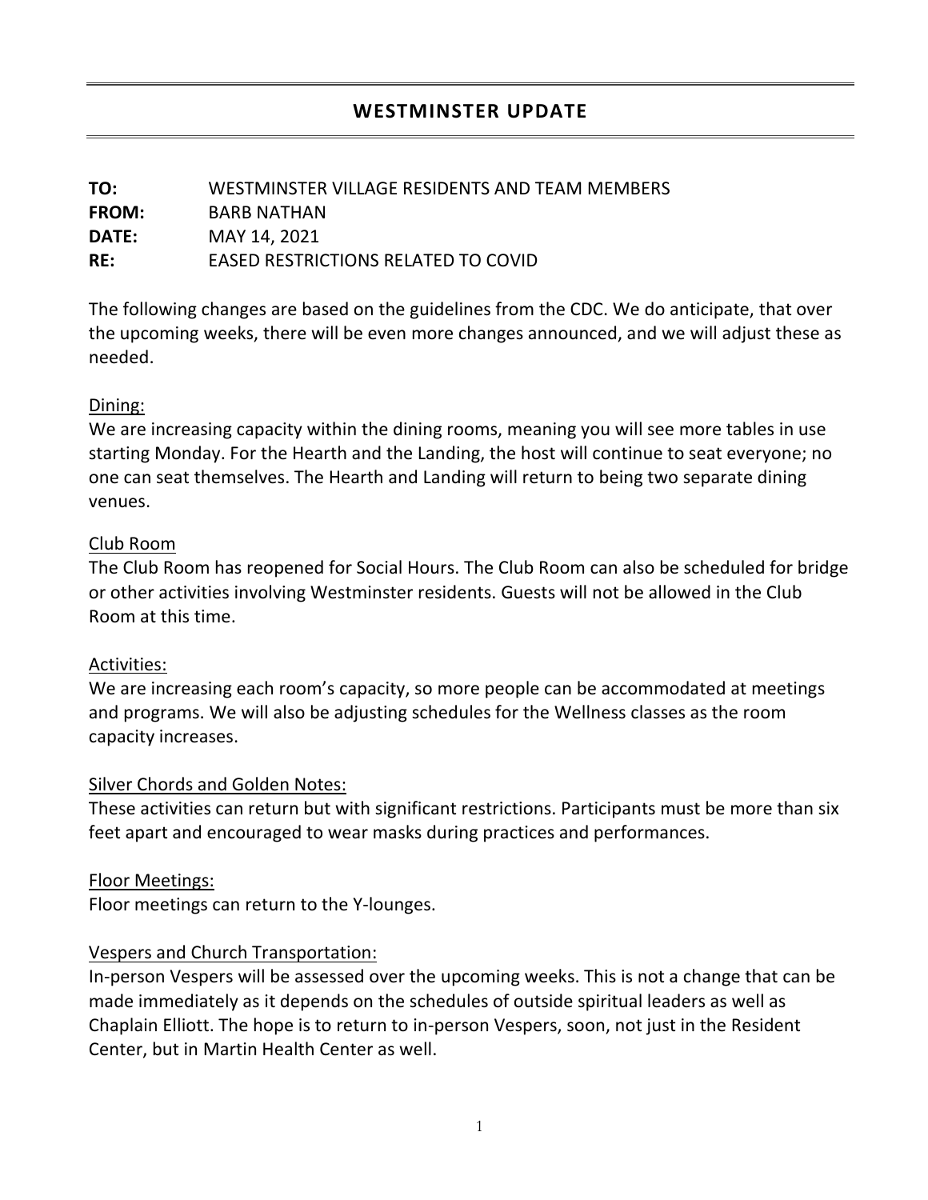# WESTMINSTER UPDATE

**TO:** WESTMINSTER VILLAGE RESIDENTS AND TEAM MEMBERS
**FROM:** BARB NATHAN
**DATE:** MAY 14, 2021
**RE:** EASED RESTRICTIONS RELATED TO COVID

The following changes are based on the guidelines from the CDC. We do anticipate, that over the upcoming weeks, there will be even more changes announced, and we will adjust these as needed.

Dining:
We are increasing capacity within the dining rooms, meaning you will see more tables in use starting Monday. For the Hearth and the Landing, the host will continue to seat everyone; no one can seat themselves. The Hearth and Landing will return to being two separate dining venues.

Club Room
The Club Room has reopened for Social Hours. The Club Room can also be scheduled for bridge or other activities involving Westminster residents. Guests will not be allowed in the Club Room at this time.

Activities:
We are increasing each room's capacity, so more people can be accommodated at meetings and programs. We will also be adjusting schedules for the Wellness classes as the room capacity increases.

Silver Chords and Golden Notes:
These activities can return but with significant restrictions. Participants must be more than six feet apart and encouraged to wear masks during practices and performances.

Floor Meetings:
Floor meetings can return to the Y-lounges.

Vespers and Church Transportation:
In-person Vespers will be assessed over the upcoming weeks. This is not a change that can be made immediately as it depends on the schedules of outside spiritual leaders as well as Chaplain Elliott. The hope is to return to in-person Vespers, soon, not just in the Resident Center, but in Martin Health Center as well.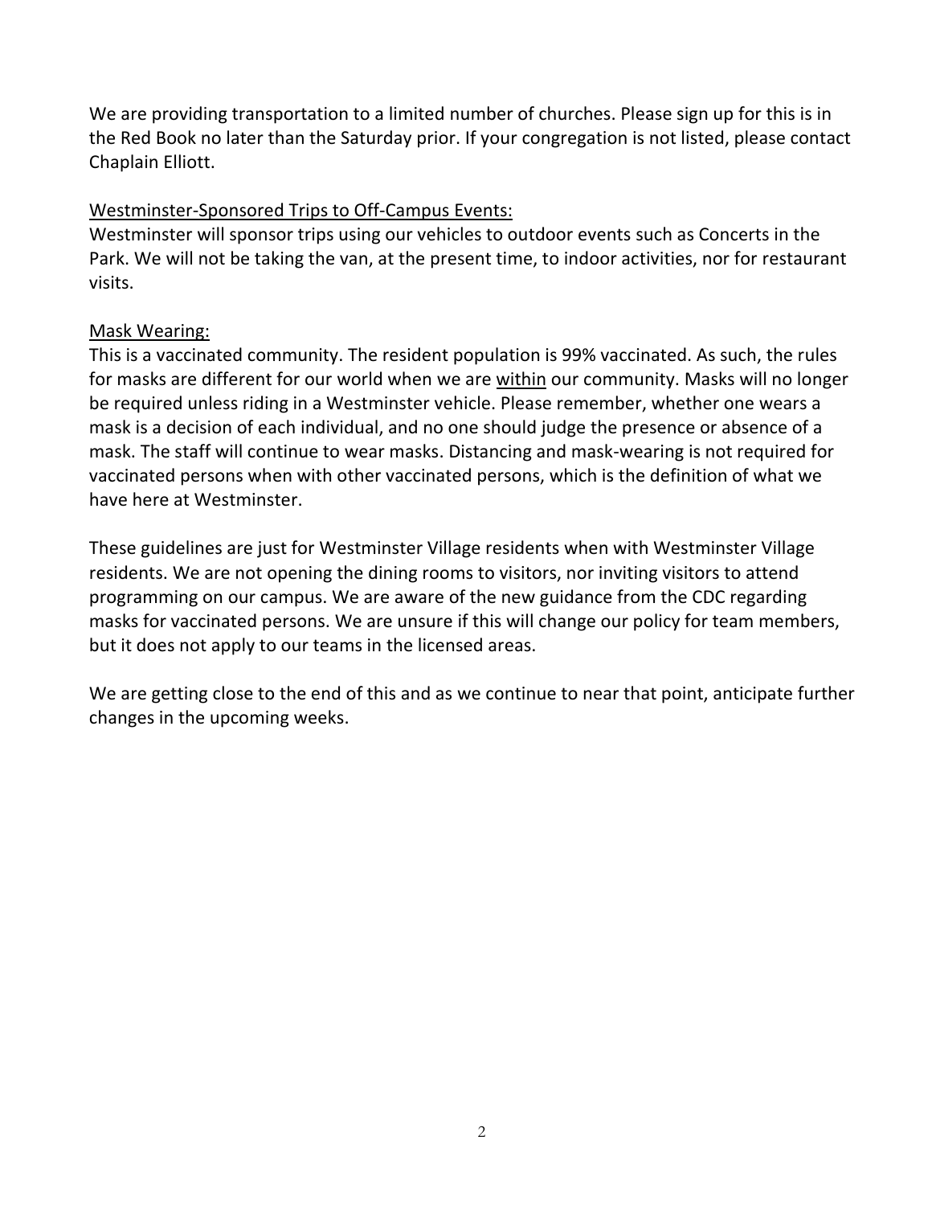We are providing transportation to a limited number of churches. Please sign up for this is in the Red Book no later than the Saturday prior. If your congregation is not listed, please contact Chaplain Elliott.

Westminster-Sponsored Trips to Off-Campus Events:

Westminster will sponsor trips using our vehicles to outdoor events such as Concerts in the Park. We will not be taking the van, at the present time, to indoor activities, nor for restaurant visits.

Mask Wearing:

This is a vaccinated community. The resident population is 99% vaccinated. As such, the rules for masks are different for our world when we are within our community. Masks will no longer be required unless riding in a Westminster vehicle. Please remember, whether one wears a mask is a decision of each individual, and no one should judge the presence or absence of a mask. The staff will continue to wear masks. Distancing and mask-wearing is not required for vaccinated persons when with other vaccinated persons, which is the definition of what we have here at Westminster.

These guidelines are just for Westminster Village residents when with Westminster Village residents. We are not opening the dining rooms to visitors, nor inviting visitors to attend programming on our campus. We are aware of the new guidance from the CDC regarding masks for vaccinated persons. We are unsure if this will change our policy for team members, but it does not apply to our teams in the licensed areas.

We are getting close to the end of this and as we continue to near that point, anticipate further changes in the upcoming weeks.